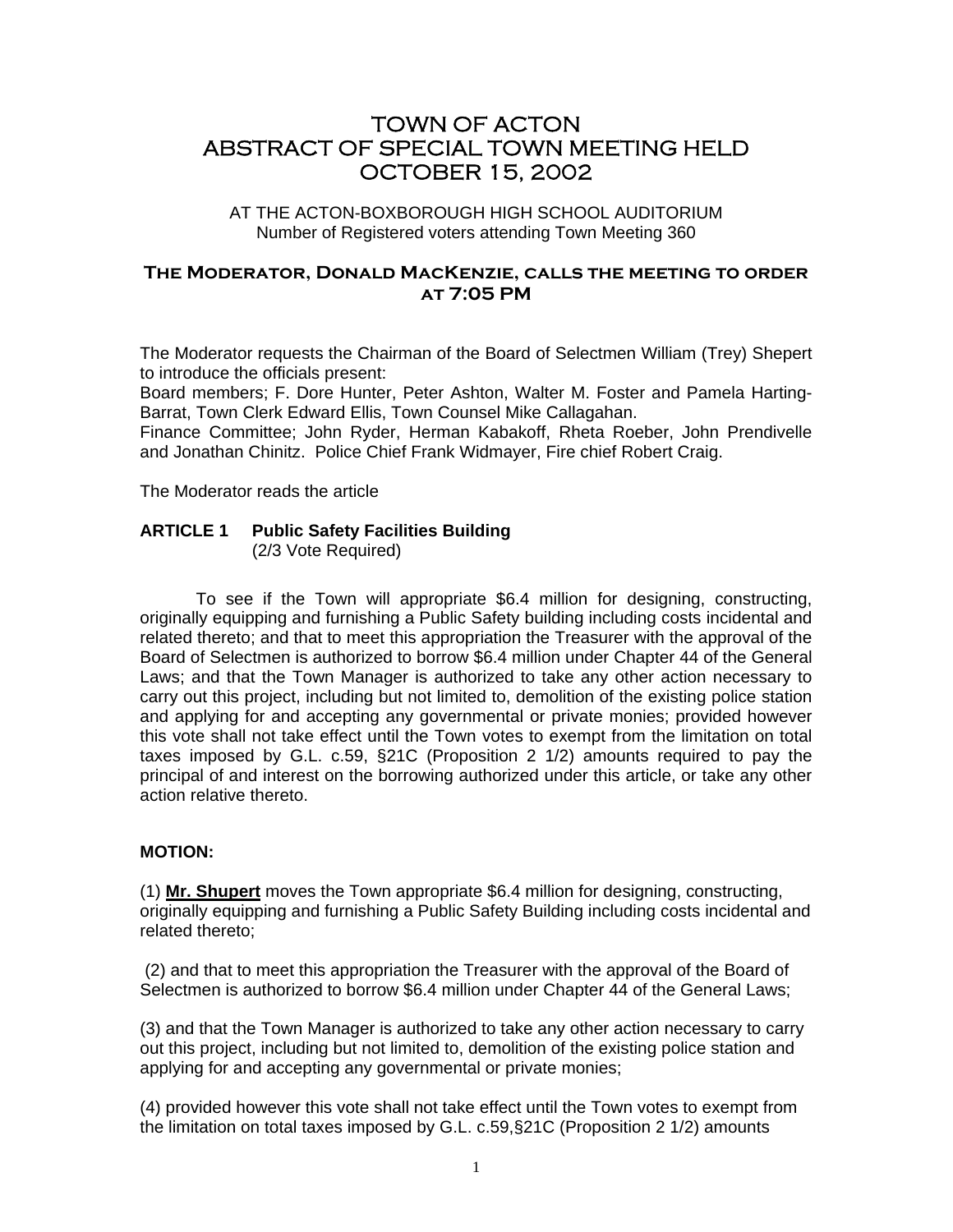# TOWN OF ACTON
# ABSTRACT OF SPECIAL TOWN MEETING HELD
# OCTOBER 15, 2002

AT THE ACTON-BOXBOROUGH HIGH SCHOOL AUDITORIUM
Number of Registered voters attending Town Meeting 360

## The Moderator, Donald MacKenzie, calls the meeting to order at 7:05 PM

The Moderator requests the Chairman of the Board of Selectmen William (Trey) Shepert to introduce the officials present:
Board members; F. Dore Hunter, Peter Ashton, Walter M. Foster and Pamela Harting-Barrat, Town Clerk Edward Ellis, Town Counsel Mike Callagahan.
Finance Committee; John Ryder, Herman Kabakoff, Rheta Roeber, John Prendivelle and Jonathan Chinitz. Police Chief Frank Widmayer, Fire chief Robert Craig.

The Moderator reads the article

### ARTICLE 1 Public Safety Facilities Building
(2/3 Vote Required)

To see if the Town will appropriate \$6.4 million for designing, constructing, originally equipping and furnishing a Public Safety building including costs incidental and related thereto; and that to meet this appropriation the Treasurer with the approval of the Board of Selectmen is authorized to borrow \$6.4 million under Chapter 44 of the General Laws; and that the Town Manager is authorized to take any other action necessary to carry out this project, including but not limited to, demolition of the existing police station and applying for and accepting any governmental or private monies; provided however this vote shall not take effect until the Town votes to exempt from the limitation on total taxes imposed by G.L. c.59, §21C (Proposition 2 1/2) amounts required to pay the principal of and interest on the borrowing authorized under this article, or take any other action relative thereto.

**MOTION:**

(1) **Mr. Shupert** moves the Town appropriate \$6.4 million for designing, constructing, originally equipping and furnishing a Public Safety Building including costs incidental and related thereto;

(2) and that to meet this appropriation the Treasurer with the approval of the Board of Selectmen is authorized to borrow \$6.4 million under Chapter 44 of the General Laws;

(3) and that the Town Manager is authorized to take any other action necessary to carry out this project, including but not limited to, demolition of the existing police station and applying for and accepting any governmental or private monies;

(4) provided however this vote shall not take effect until the Town votes to exempt from the limitation on total taxes imposed by G.L. c.59,§21C (Proposition 2 1/2) amounts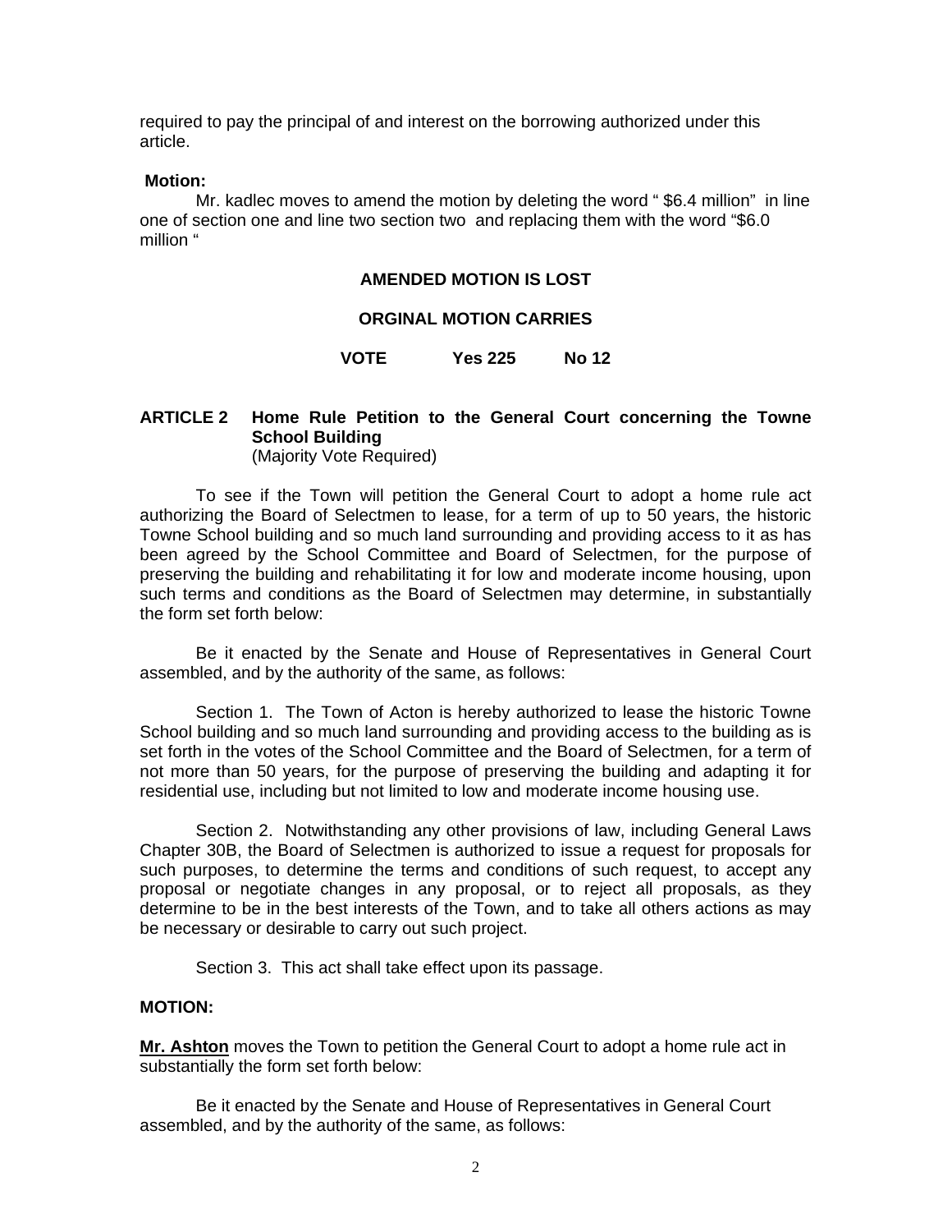required to pay the principal of and interest on the borrowing authorized under this article.

**Motion:**

Mr. kadlec moves to amend the motion by deleting the word " $6.4 million" in line one of section one and line two section two and replacing them with the word "$6.0 million "

**AMENDED MOTION IS LOST**

**ORGINAL MOTION CARRIES**

**VOTE Yes 225 No 12**

**ARTICLE 2 Home Rule Petition to the General Court concerning the Towne School Building**
(Majority Vote Required)

To see if the Town will petition the General Court to adopt a home rule act authorizing the Board of Selectmen to lease, for a term of up to 50 years, the historic Towne School building and so much land surrounding and providing access to it as has been agreed by the School Committee and Board of Selectmen, for the purpose of preserving the building and rehabilitating it for low and moderate income housing, upon such terms and conditions as the Board of Selectmen may determine, in substantially the form set forth below:

Be it enacted by the Senate and House of Representatives in General Court assembled, and by the authority of the same, as follows:

Section 1. The Town of Acton is hereby authorized to lease the historic Towne School building and so much land surrounding and providing access to the building as is set forth in the votes of the School Committee and the Board of Selectmen, for a term of not more than 50 years, for the purpose of preserving the building and adapting it for residential use, including but not limited to low and moderate income housing use.

Section 2. Notwithstanding any other provisions of law, including General Laws Chapter 30B, the Board of Selectmen is authorized to issue a request for proposals for such purposes, to determine the terms and conditions of such request, to accept any proposal or negotiate changes in any proposal, or to reject all proposals, as they determine to be in the best interests of the Town, and to take all others actions as may be necessary or desirable to carry out such project.

Section 3. This act shall take effect upon its passage.

**MOTION:**

**Mr. Ashton** moves the Town to petition the General Court to adopt a home rule act in substantially the form set forth below:

Be it enacted by the Senate and House of Representatives in General Court assembled, and by the authority of the same, as follows: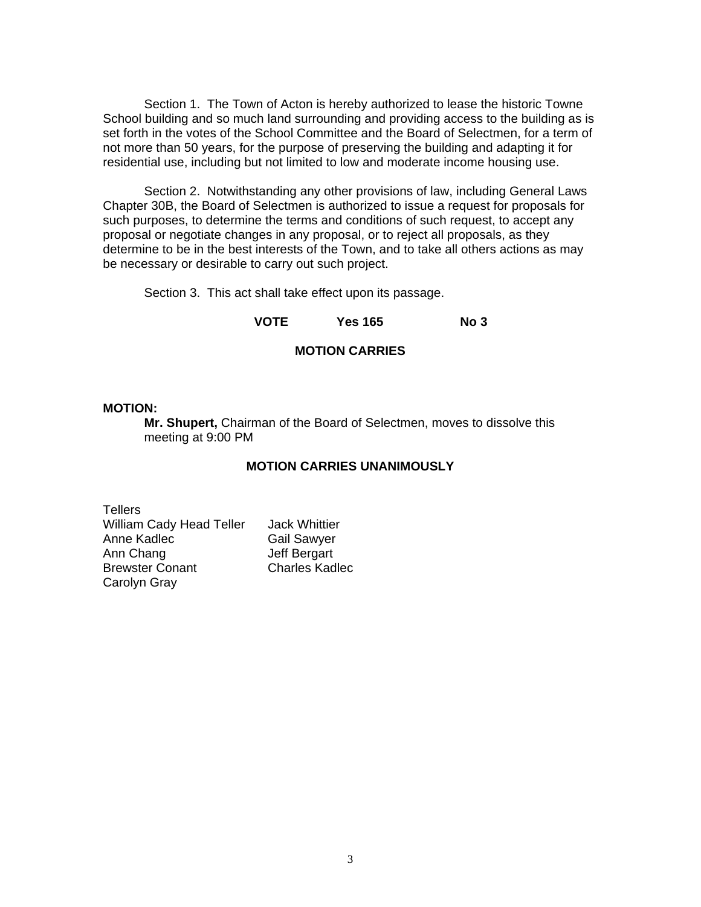Section 1. The Town of Acton is hereby authorized to lease the historic Towne School building and so much land surrounding and providing access to the building as is set forth in the votes of the School Committee and the Board of Selectmen, for a term of not more than 50 years, for the purpose of preserving the building and adapting it for residential use, including but not limited to low and moderate income housing use.

Section 2. Notwithstanding any other provisions of law, including General Laws Chapter 30B, the Board of Selectmen is authorized to issue a request for proposals for such purposes, to determine the terms and conditions of such request, to accept any proposal or negotiate changes in any proposal, or to reject all proposals, as they determine to be in the best interests of the Town, and to take all others actions as may be necessary or desirable to carry out such project.

Section 3. This act shall take effect upon its passage.

**VOTE Yes 165 No 3**

**MOTION CARRIES**

**MOTION:**

**Mr. Shupert,** Chairman of the Board of Selectmen, moves to dissolve this meeting at 9:00 PM

**MOTION CARRIES UNANIMOUSLY**

Tellers

| | |
|---|---|
| William Cady Head Teller | Jack Whittier |
| Anne Kadlec | Gail Sawyer |
| Ann Chang | Jeff Bergart |
| Brewster Conant | Charles Kadlec |
| Carolyn Gray | |